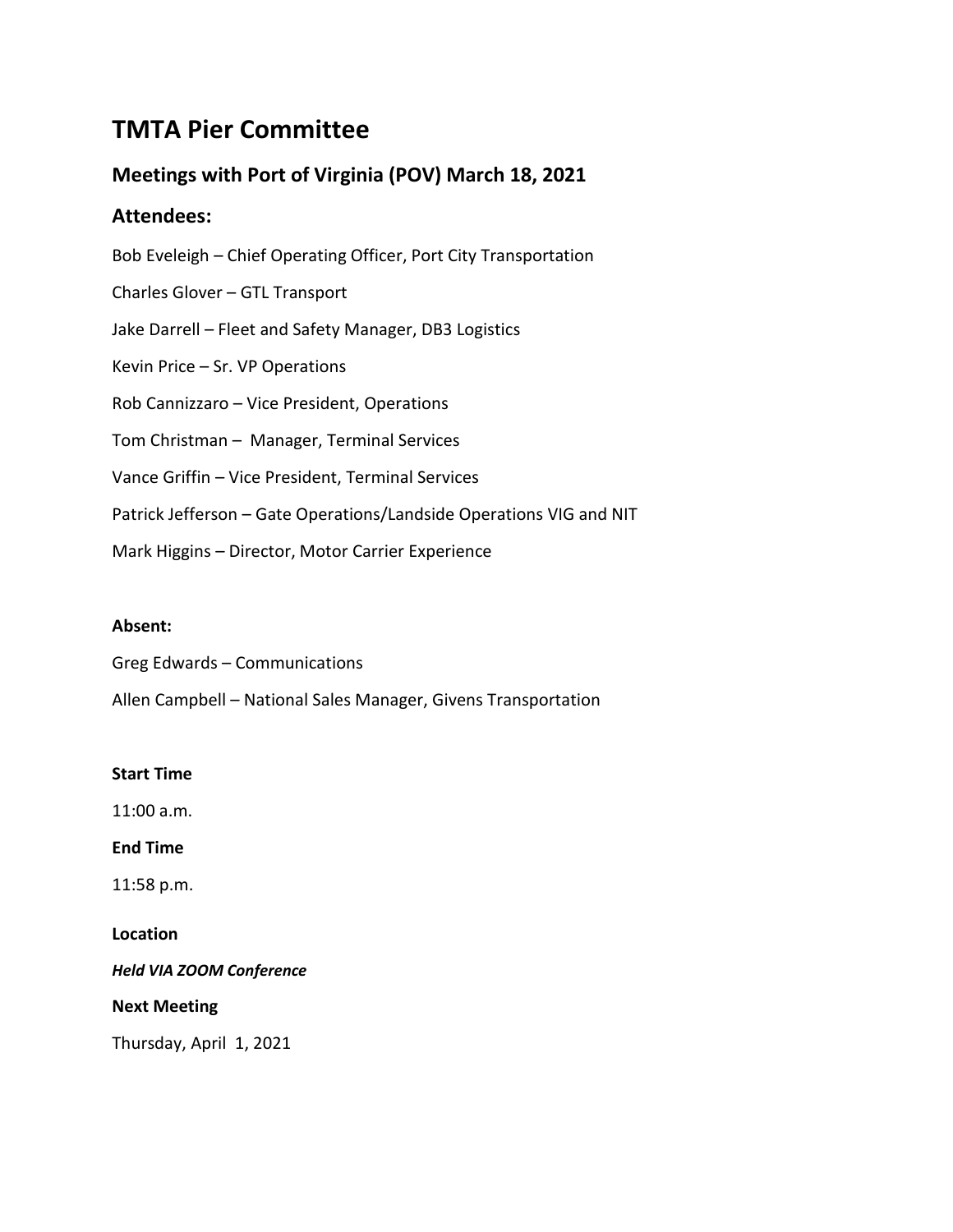# TMTA Pier Committee

## Meetings with Port of Virginia (POV) March 18, 2021

## Attendees:

Bob Eveleigh – Chief Operating Officer, Port City Transportation

Charles Glover – GTL Transport

Jake Darrell – Fleet and Safety Manager, DB3 Logistics

Kevin Price – Sr. VP Operations

Rob Cannizzaro – Vice President, Operations

Tom Christman – Manager, Terminal Services

Vance Griffin – Vice President, Terminal Services

Patrick Jefferson – Gate Operations/Landside Operations VIG and NIT

Mark Higgins – Director, Motor Carrier Experience

**Absent:**

Greg Edwards – Communications

Allen Campbell – National Sales Manager, Givens Transportation

**Start Time**

11:00 a.m.

**End Time**

11:58 p.m.

**Location**

***Held VIA ZOOM Conference***

**Next Meeting**

Thursday, April 1, 2021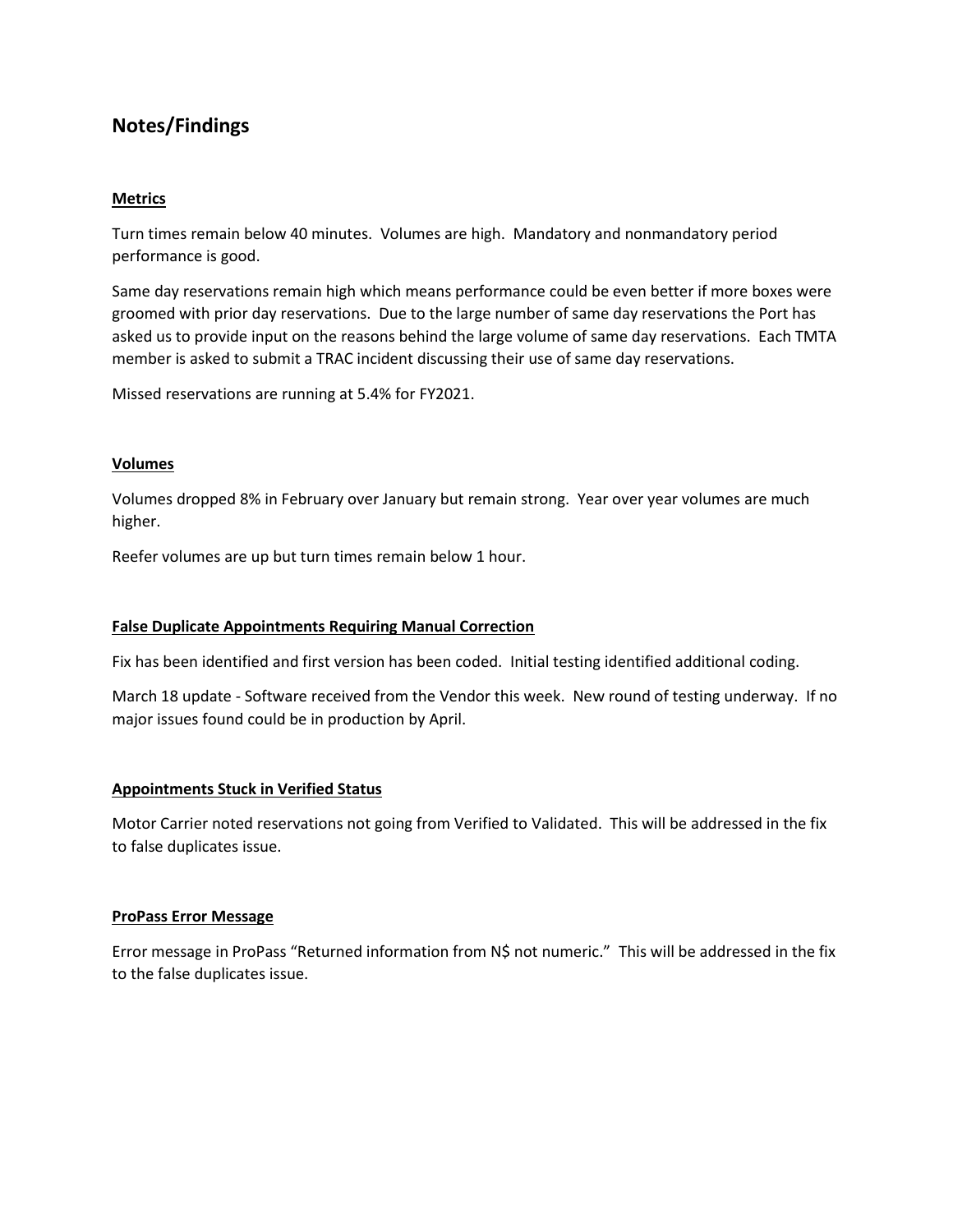## Notes/Findings

### Metrics

Turn times remain below 40 minutes. Volumes are high. Mandatory and nonmandatory period performance is good.

Same day reservations remain high which means performance could be even better if more boxes were groomed with prior day reservations. Due to the large number of same day reservations the Port has asked us to provide input on the reasons behind the large volume of same day reservations. Each TMTA member is asked to submit a TRAC incident discussing their use of same day reservations.

Missed reservations are running at 5.4% for FY2021.

### Volumes

Volumes dropped 8% in February over January but remain strong. Year over year volumes are much higher.

Reefer volumes are up but turn times remain below 1 hour.

### False Duplicate Appointments Requiring Manual Correction

Fix has been identified and first version has been coded. Initial testing identified additional coding.

March 18 update - Software received from the Vendor this week. New round of testing underway. If no major issues found could be in production by April.

### Appointments Stuck in Verified Status

Motor Carrier noted reservations not going from Verified to Validated. This will be addressed in the fix to false duplicates issue.

### ProPass Error Message

Error message in ProPass "Returned information from N$ not numeric." This will be addressed in the fix to the false duplicates issue.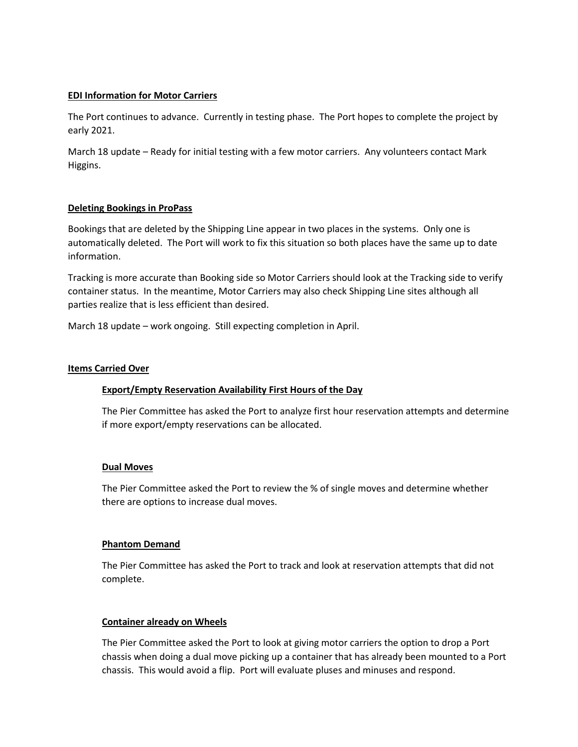**EDI Information for Motor Carriers**

The Port continues to advance. Currently in testing phase. The Port hopes to complete the project by early 2021.

March 18 update – Ready for initial testing with a few motor carriers. Any volunteers contact Mark Higgins.

**Deleting Bookings in ProPass**

Bookings that are deleted by the Shipping Line appear in two places in the systems. Only one is automatically deleted. The Port will work to fix this situation so both places have the same up to date information.

Tracking is more accurate than Booking side so Motor Carriers should look at the Tracking side to verify container status. In the meantime, Motor Carriers may also check Shipping Line sites although all parties realize that is less efficient than desired.

March 18 update – work ongoing. Still expecting completion in April.

**Items Carried Over**

**Export/Empty Reservation Availability First Hours of the Day**

The Pier Committee has asked the Port to analyze first hour reservation attempts and determine if more export/empty reservations can be allocated.

**Dual Moves**

The Pier Committee asked the Port to review the % of single moves and determine whether there are options to increase dual moves.

**Phantom Demand**

The Pier Committee has asked the Port to track and look at reservation attempts that did not complete.

**Container already on Wheels**

The Pier Committee asked the Port to look at giving motor carriers the option to drop a Port chassis when doing a dual move picking up a container that has already been mounted to a Port chassis. This would avoid a flip. Port will evaluate pluses and minuses and respond.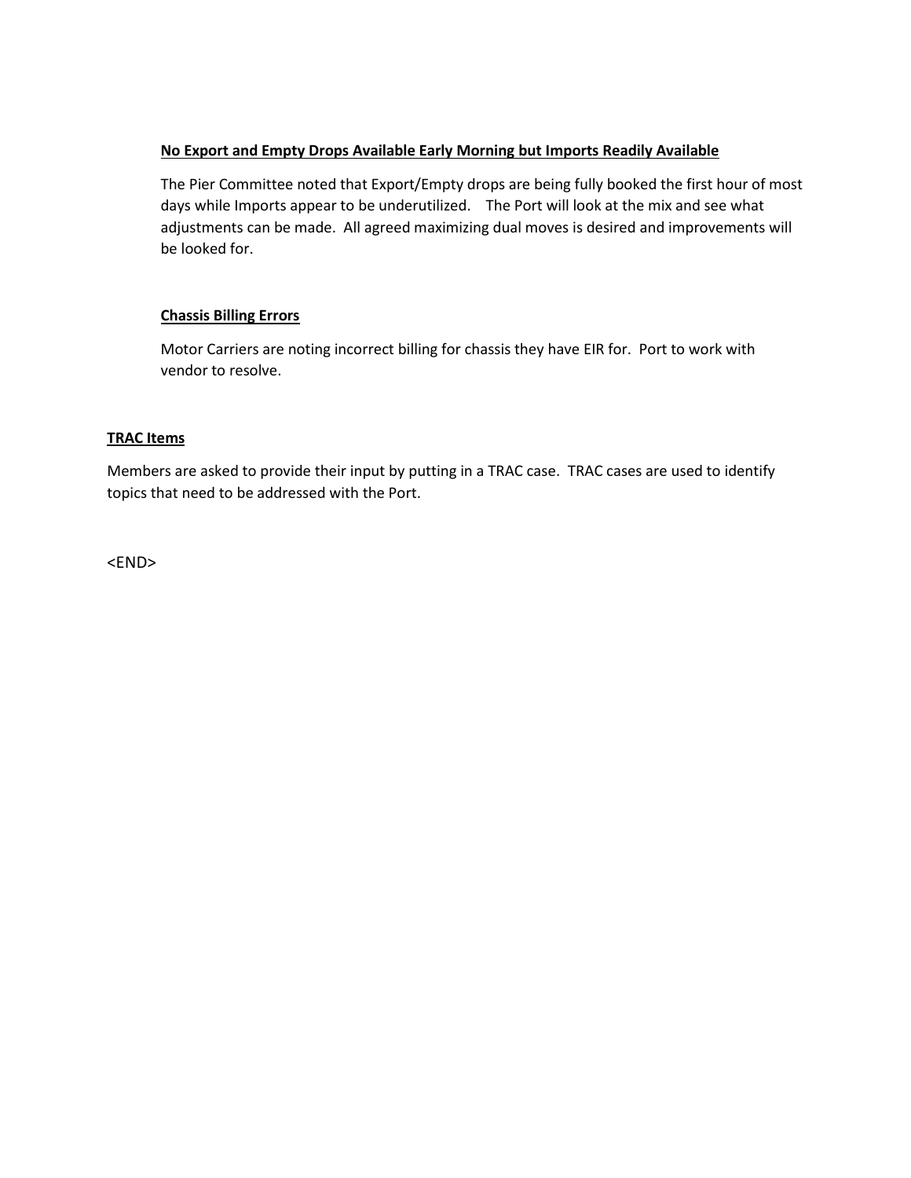**No Export and Empty Drops Available Early Morning but Imports Readily Available**

The Pier Committee noted that Export/Empty drops are being fully booked the first hour of most days while Imports appear to be underutilized. The Port will look at the mix and see what adjustments can be made. All agreed maximizing dual moves is desired and improvements will be looked for.

**Chassis Billing Errors**

Motor Carriers are noting incorrect billing for chassis they have EIR for. Port to work with vendor to resolve.

**TRAC Items**

Members are asked to provide their input by putting in a TRAC case. TRAC cases are used to identify topics that need to be addressed with the Port.

<END>